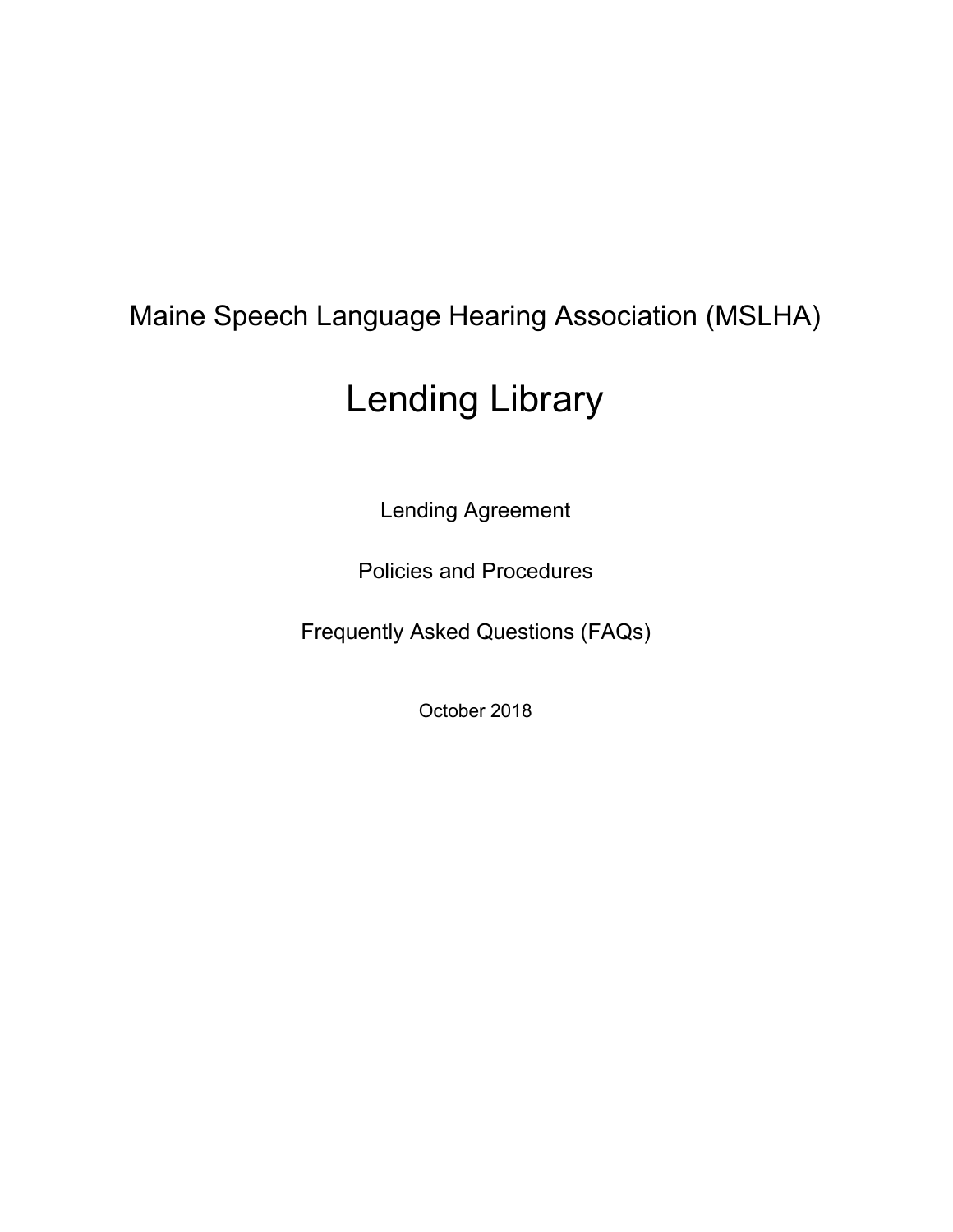Maine Speech Language Hearing Association (MSLHA)

# Lending Library

Lending Agreement

Policies and Procedures

Frequently Asked Questions (FAQs)

October 2018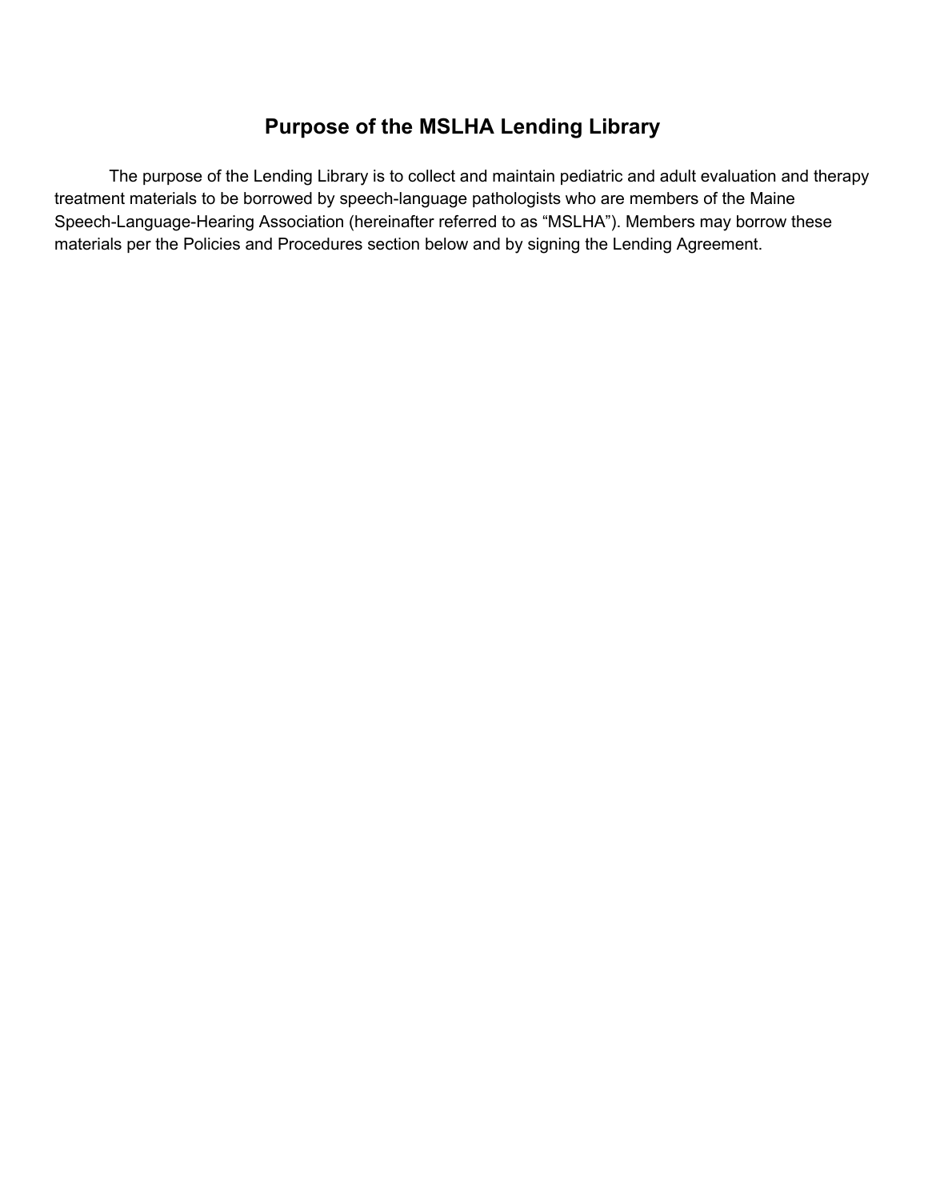# Purpose of the MSLHA Lending Library

The purpose of the Lending Library is to collect and maintain pediatric and adult evaluation and therapy treatment materials to be borrowed by speech-language pathologists who are members of the Maine Speech-Language-Hearing Association (hereinafter referred to as "MSLHA"). Members may borrow these materials per the Policies and Procedures section below and by signing the Lending Agreement.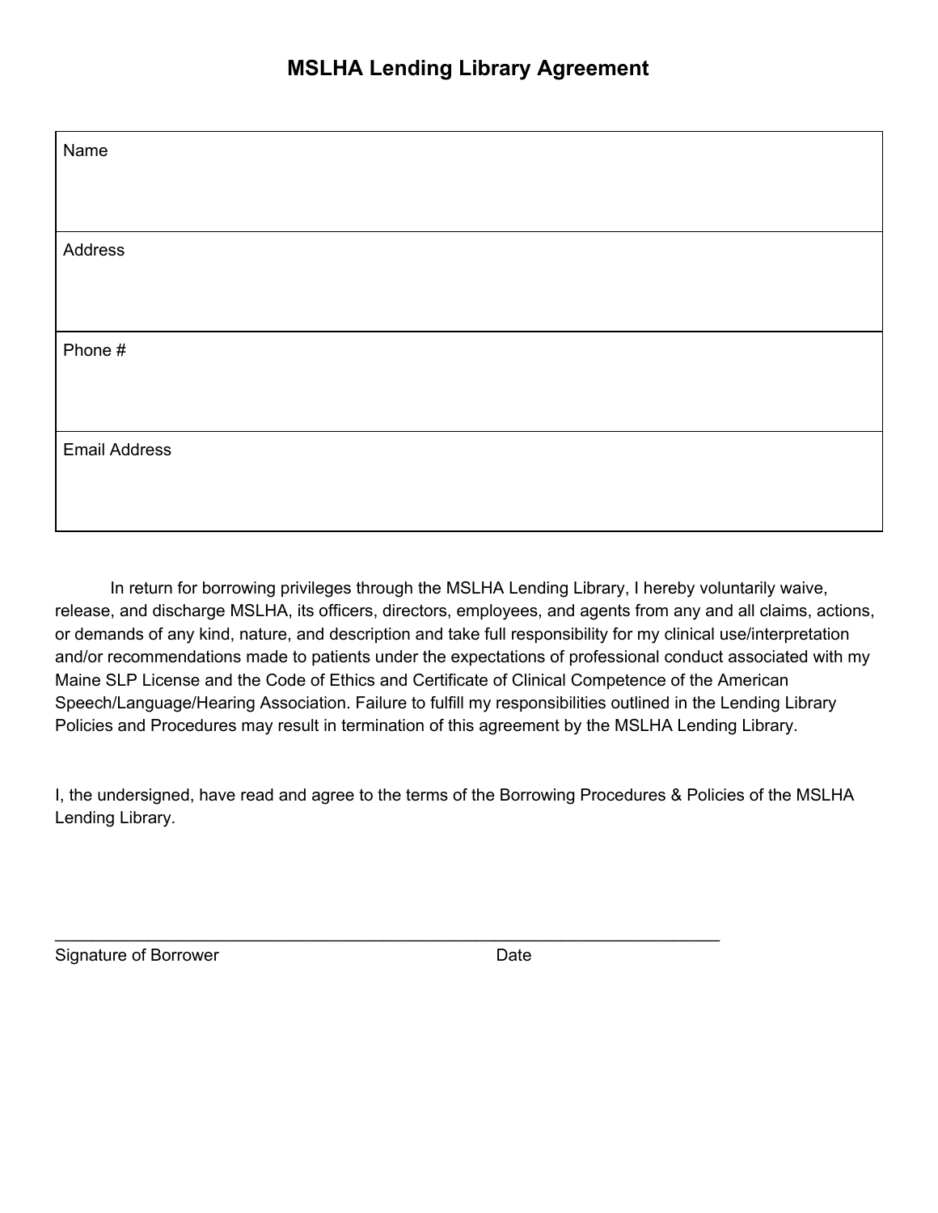# MSLHA Lending Library Agreement

| Name |
| --- |
| Address |
| Phone # |
| Email Address |

In return for borrowing privileges through the MSLHA Lending Library, I hereby voluntarily waive, release, and discharge MSLHA, its officers, directors, employees, and agents from any and all claims, actions, or demands of any kind, nature, and description and take full responsibility for my clinical use/interpretation and/or recommendations made to patients under the expectations of professional conduct associated with my Maine SLP License and the Code of Ethics and Certificate of Clinical Competence of the American Speech/Language/Hearing Association. Failure to fulfill my responsibilities outlined in the Lending Library Policies and Procedures may result in termination of this agreement by the MSLHA Lending Library.

I, the undersigned, have read and agree to the terms of the Borrowing Procedures & Policies of the MSLHA Lending Library.

_______________________________________________________________________

Signature of Borrower                                        Date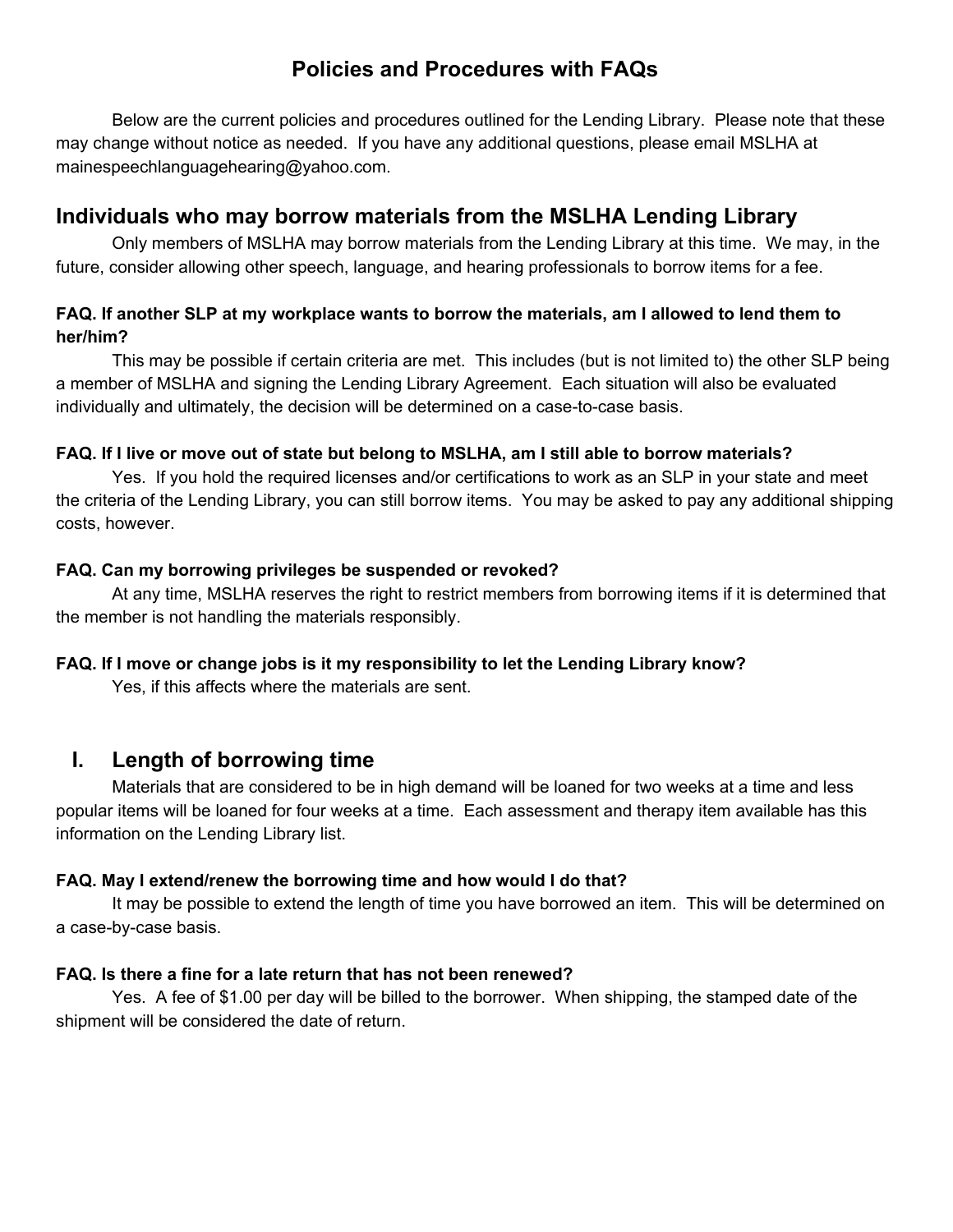# Policies and Procedures with FAQs

Below are the current policies and procedures outlined for the Lending Library. Please note that these may change without notice as needed. If you have any additional questions, please email MSLHA at mainespeechlanguagehearing@yahoo.com.

## Individuals who may borrow materials from the MSLHA Lending Library

Only members of MSLHA may borrow materials from the Lending Library at this time. We may, in the future, consider allowing other speech, language, and hearing professionals to borrow items for a fee.

#### FAQ. If another SLP at my workplace wants to borrow the materials, am I allowed to lend them to her/him?

This may be possible if certain criteria are met. This includes (but is not limited to) the other SLP being a member of MSLHA and signing the Lending Library Agreement. Each situation will also be evaluated individually and ultimately, the decision will be determined on a case-to-case basis.

#### FAQ. If I live or move out of state but belong to MSLHA, am I still able to borrow materials?

Yes. If you hold the required licenses and/or certifications to work as an SLP in your state and meet the criteria of the Lending Library, you can still borrow items. You may be asked to pay any additional shipping costs, however.

#### FAQ. Can my borrowing privileges be suspended or revoked?

At any time, MSLHA reserves the right to restrict members from borrowing items if it is determined that the member is not handling the materials responsibly.

#### FAQ. If I move or change jobs is it my responsibility to let the Lending Library know?

Yes, if this affects where the materials are sent.

## I. Length of borrowing time

Materials that are considered to be in high demand will be loaned for two weeks at a time and less popular items will be loaned for four weeks at a time. Each assessment and therapy item available has this information on the Lending Library list.

#### FAQ. May I extend/renew the borrowing time and how would I do that?

It may be possible to extend the length of time you have borrowed an item. This will be determined on a case-by-case basis.

#### FAQ. Is there a fine for a late return that has not been renewed?

Yes. A fee of $1.00 per day will be billed to the borrower. When shipping, the stamped date of the shipment will be considered the date of return.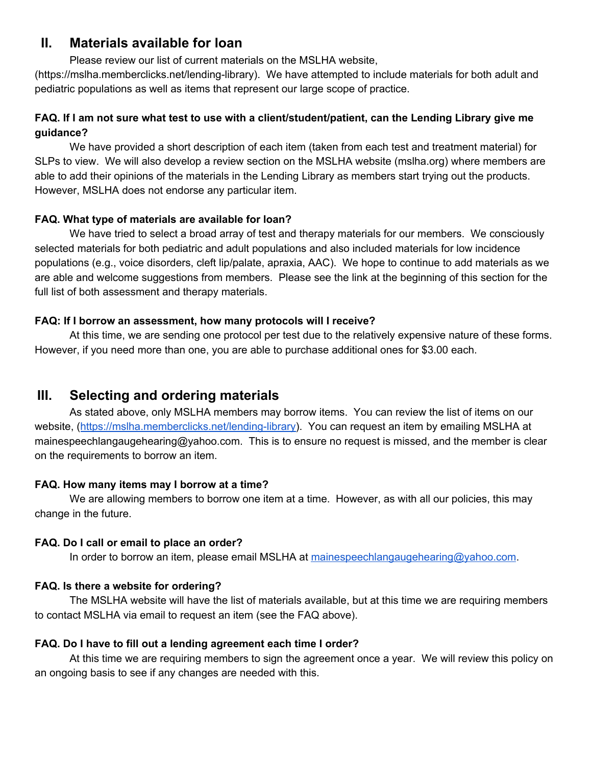## II. Materials available for loan

Please review our list of current materials on the MSLHA website, (https://mslha.memberclicks.net/lending-library). We have attempted to include materials for both adult and pediatric populations as well as items that represent our large scope of practice.

**FAQ. If I am not sure what test to use with a client/student/patient, can the Lending Library give me guidance?**

We have provided a short description of each item (taken from each test and treatment material) for SLPs to view. We will also develop a review section on the MSLHA website (mslha.org) where members are able to add their opinions of the materials in the Lending Library as members start trying out the products. However, MSLHA does not endorse any particular item.

**FAQ. What type of materials are available for loan?**

We have tried to select a broad array of test and therapy materials for our members. We consciously selected materials for both pediatric and adult populations and also included materials for low incidence populations (e.g., voice disorders, cleft lip/palate, apraxia, AAC). We hope to continue to add materials as we are able and welcome suggestions from members. Please see the link at the beginning of this section for the full list of both assessment and therapy materials.

**FAQ: If I borrow an assessment, how many protocols will I receive?**

At this time, we are sending one protocol per test due to the relatively expensive nature of these forms. However, if you need more than one, you are able to purchase additional ones for $3.00 each.

## III. Selecting and ordering materials

As stated above, only MSLHA members may borrow items. You can review the list of items on our website, ([https://mslha.memberclicks.net/lending-library](https://mslha.memberclicks.net/lending-library)). You can request an item by emailing MSLHA at mainespeechlangaugehearing@yahoo.com. This is to ensure no request is missed, and the member is clear on the requirements to borrow an item.

**FAQ. How many items may I borrow at a time?**

We are allowing members to borrow one item at a time. However, as with all our policies, this may change in the future.

**FAQ. Do I call or email to place an order?**

In order to borrow an item, please email MSLHA at [mainespeechlangaugehearing@yahoo.com](mailto:mainespeechlangaugehearing@yahoo.com).

**FAQ. Is there a website for ordering?**

The MSLHA website will have the list of materials available, but at this time we are requiring members to contact MSLHA via email to request an item (see the FAQ above).

**FAQ. Do I have to fill out a lending agreement each time I order?**

At this time we are requiring members to sign the agreement once a year. We will review this policy on an ongoing basis to see if any changes are needed with this.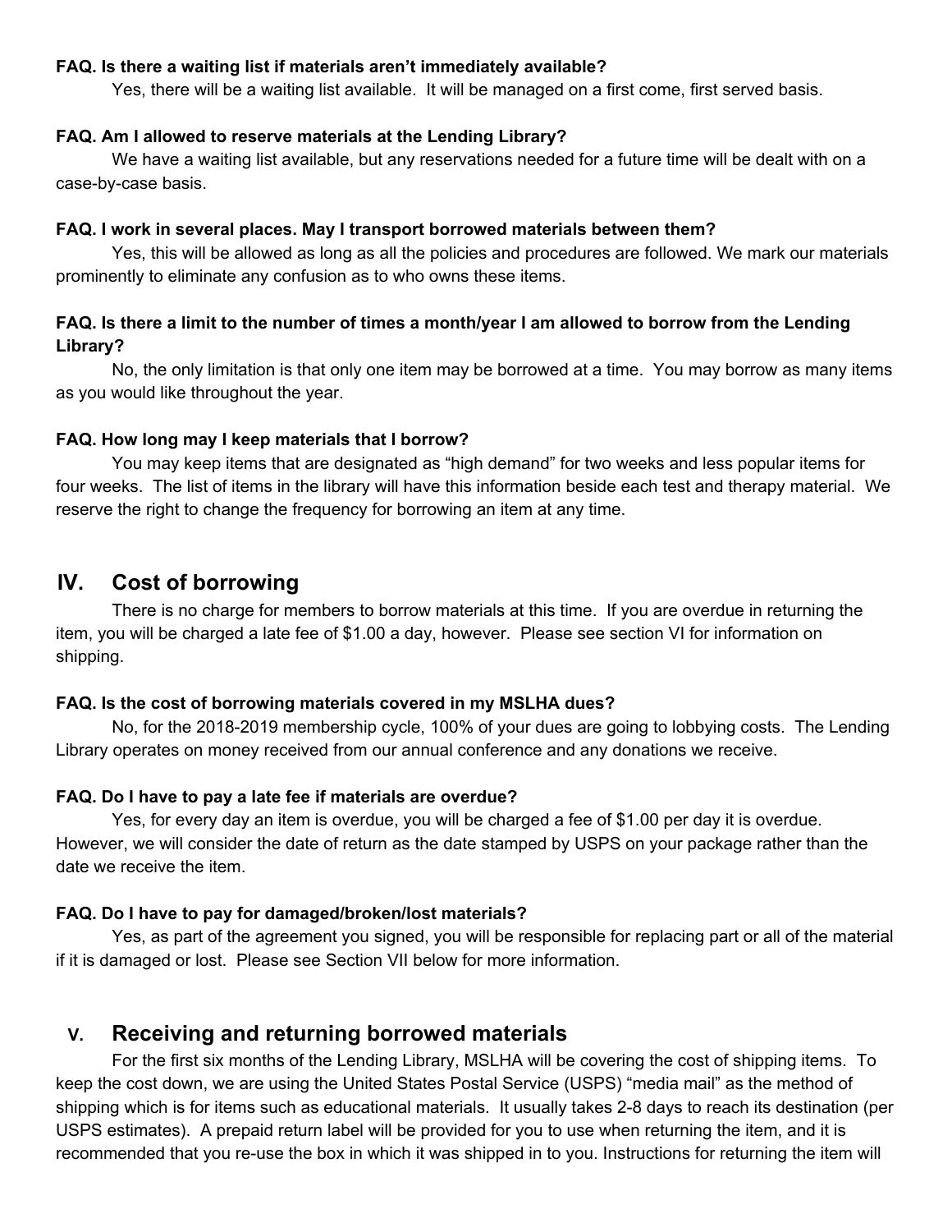**FAQ. Is there a waiting list if materials aren't immediately available?**

Yes, there will be a waiting list available. It will be managed on a first come, first served basis.

**FAQ. Am I allowed to reserve materials at the Lending Library?**

We have a waiting list available, but any reservations needed for a future time will be dealt with on a case-by-case basis.

**FAQ. I work in several places. May I transport borrowed materials between them?**

Yes, this will be allowed as long as all the policies and procedures are followed. We mark our materials prominently to eliminate any confusion as to who owns these items.

**FAQ. Is there a limit to the number of times a month/year I am allowed to borrow from the Lending Library?**

No, the only limitation is that only one item may be borrowed at a time. You may borrow as many items as you would like throughout the year.

**FAQ. How long may I keep materials that I borrow?**

You may keep items that are designated as "high demand" for two weeks and less popular items for four weeks. The list of items in the library will have this information beside each test and therapy material. We reserve the right to change the frequency for borrowing an item at any time.

## IV. Cost of borrowing

There is no charge for members to borrow materials at this time. If you are overdue in returning the item, you will be charged a late fee of $1.00 a day, however. Please see section VI for information on shipping.

**FAQ. Is the cost of borrowing materials covered in my MSLHA dues?**

No, for the 2018-2019 membership cycle, 100% of your dues are going to lobbying costs. The Lending Library operates on money received from our annual conference and any donations we receive.

**FAQ. Do I have to pay a late fee if materials are overdue?**

Yes, for every day an item is overdue, you will be charged a fee of $1.00 per day it is overdue. However, we will consider the date of return as the date stamped by USPS on your package rather than the date we receive the item.

**FAQ. Do I have to pay for damaged/broken/lost materials?**

Yes, as part of the agreement you signed, you will be responsible for replacing part or all of the material if it is damaged or lost. Please see Section VII below for more information.

## V. Receiving and returning borrowed materials

For the first six months of the Lending Library, MSLHA will be covering the cost of shipping items. To keep the cost down, we are using the United States Postal Service (USPS) "media mail" as the method of shipping which is for items such as educational materials. It usually takes 2-8 days to reach its destination (per USPS estimates). A prepaid return label will be provided for you to use when returning the item, and it is recommended that you re-use the box in which it was shipped in to you. Instructions for returning the item will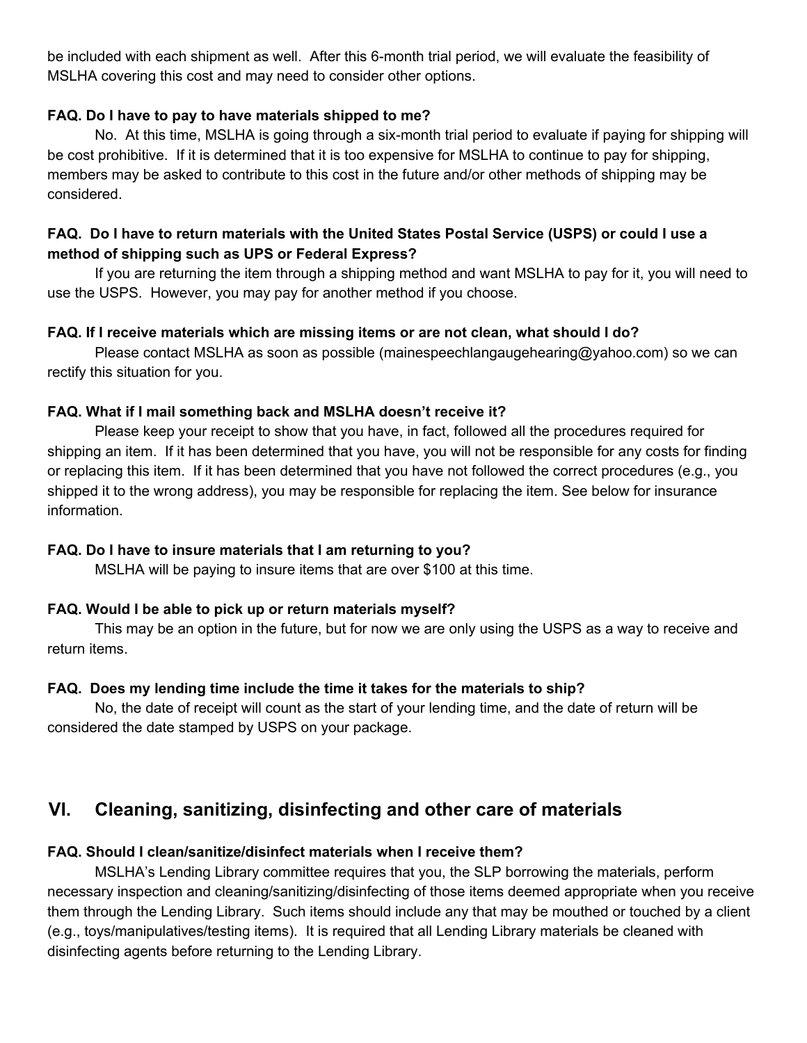be included with each shipment as well. After this 6-month trial period, we will evaluate the feasibility of MSLHA covering this cost and may need to consider other options.

**FAQ. Do I have to pay to have materials shipped to me?**

No. At this time, MSLHA is going through a six-month trial period to evaluate if paying for shipping will be cost prohibitive. If it is determined that it is too expensive for MSLHA to continue to pay for shipping, members may be asked to contribute to this cost in the future and/or other methods of shipping may be considered.

**FAQ. Do I have to return materials with the United States Postal Service (USPS) or could I use a method of shipping such as UPS or Federal Express?**

If you are returning the item through a shipping method and want MSLHA to pay for it, you will need to use the USPS. However, you may pay for another method if you choose.

**FAQ. If I receive materials which are missing items or are not clean, what should I do?**

Please contact MSLHA as soon as possible (mainespeechlangaugehearing@yahoo.com) so we can rectify this situation for you.

**FAQ. What if I mail something back and MSLHA doesn't receive it?**

Please keep your receipt to show that you have, in fact, followed all the procedures required for shipping an item. If it has been determined that you have, you will not be responsible for any costs for finding or replacing this item. If it has been determined that you have not followed the correct procedures (e.g., you shipped it to the wrong address), you may be responsible for replacing the item. See below for insurance information.

**FAQ. Do I have to insure materials that I am returning to you?**

MSLHA will be paying to insure items that are over $100 at this time.

**FAQ. Would I be able to pick up or return materials myself?**

This may be an option in the future, but for now we are only using the USPS as a way to receive and return items.

**FAQ. Does my lending time include the time it takes for the materials to ship?**

No, the date of receipt will count as the start of your lending time, and the date of return will be considered the date stamped by USPS on your package.

## VI. Cleaning, sanitizing, disinfecting and other care of materials

**FAQ. Should I clean/sanitize/disinfect materials when I receive them?**

MSLHA's Lending Library committee requires that you, the SLP borrowing the materials, perform necessary inspection and cleaning/sanitizing/disinfecting of those items deemed appropriate when you receive them through the Lending Library. Such items should include any that may be mouthed or touched by a client (e.g., toys/manipulatives/testing items). It is required that all Lending Library materials be cleaned with disinfecting agents before returning to the Lending Library.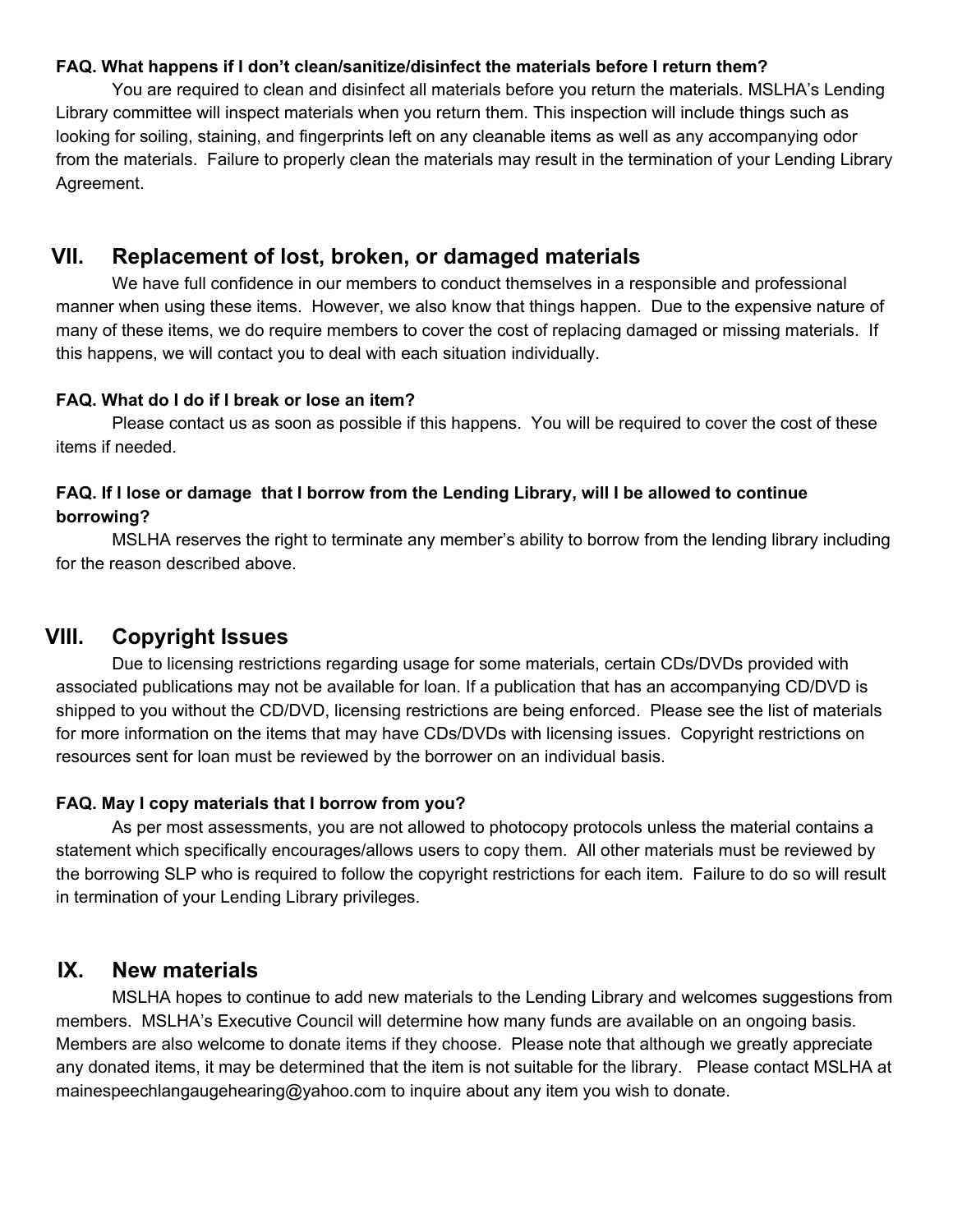**FAQ. What happens if I don't clean/sanitize/disinfect the materials before I return them?**

You are required to clean and disinfect all materials before you return the materials. MSLHA's Lending Library committee will inspect materials when you return them. This inspection will include things such as looking for soiling, staining, and fingerprints left on any cleanable items as well as any accompanying odor from the materials. Failure to properly clean the materials may result in the termination of your Lending Library Agreement.

## VII. Replacement of lost, broken, or damaged materials

We have full confidence in our members to conduct themselves in a responsible and professional manner when using these items. However, we also know that things happen. Due to the expensive nature of many of these items, we do require members to cover the cost of replacing damaged or missing materials. If this happens, we will contact you to deal with each situation individually.

**FAQ. What do I do if I break or lose an item?**

Please contact us as soon as possible if this happens. You will be required to cover the cost of these items if needed.

**FAQ. If I lose or damage that I borrow from the Lending Library, will I be allowed to continue borrowing?**

MSLHA reserves the right to terminate any member's ability to borrow from the lending library including for the reason described above.

## VIII. Copyright Issues

Due to licensing restrictions regarding usage for some materials, certain CDs/DVDs provided with associated publications may not be available for loan. If a publication that has an accompanying CD/DVD is shipped to you without the CD/DVD, licensing restrictions are being enforced. Please see the list of materials for more information on the items that may have CDs/DVDs with licensing issues. Copyright restrictions on resources sent for loan must be reviewed by the borrower on an individual basis.

**FAQ. May I copy materials that I borrow from you?**

As per most assessments, you are not allowed to photocopy protocols unless the material contains a statement which specifically encourages/allows users to copy them. All other materials must be reviewed by the borrowing SLP who is required to follow the copyright restrictions for each item. Failure to do so will result in termination of your Lending Library privileges.

## IX. New materials

MSLHA hopes to continue to add new materials to the Lending Library and welcomes suggestions from members. MSLHA's Executive Council will determine how many funds are available on an ongoing basis. Members are also welcome to donate items if they choose. Please note that although we greatly appreciate any donated items, it may be determined that the item is not suitable for the library. Please contact MSLHA at mainespeechlangaugehearing@yahoo.com to inquire about any item you wish to donate.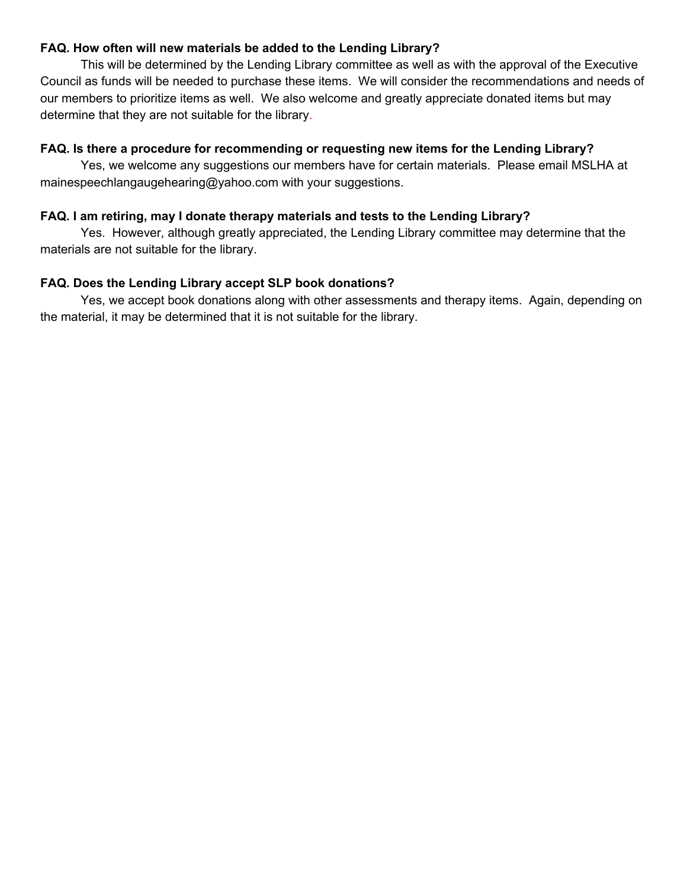**FAQ. How often will new materials be added to the Lending Library?**

This will be determined by the Lending Library committee as well as with the approval of the Executive Council as funds will be needed to purchase these items. We will consider the recommendations and needs of our members to prioritize items as well. We also welcome and greatly appreciate donated items but may determine that they are not suitable for the library.

**FAQ. Is there a procedure for recommending or requesting new items for the Lending Library?**

Yes, we welcome any suggestions our members have for certain materials. Please email MSLHA at mainespeechlangaugehearing@yahoo.com with your suggestions.

**FAQ. I am retiring, may I donate therapy materials and tests to the Lending Library?**

Yes. However, although greatly appreciated, the Lending Library committee may determine that the materials are not suitable for the library.

**FAQ. Does the Lending Library accept SLP book donations?**

Yes, we accept book donations along with other assessments and therapy items. Again, depending on the material, it may be determined that it is not suitable for the library.